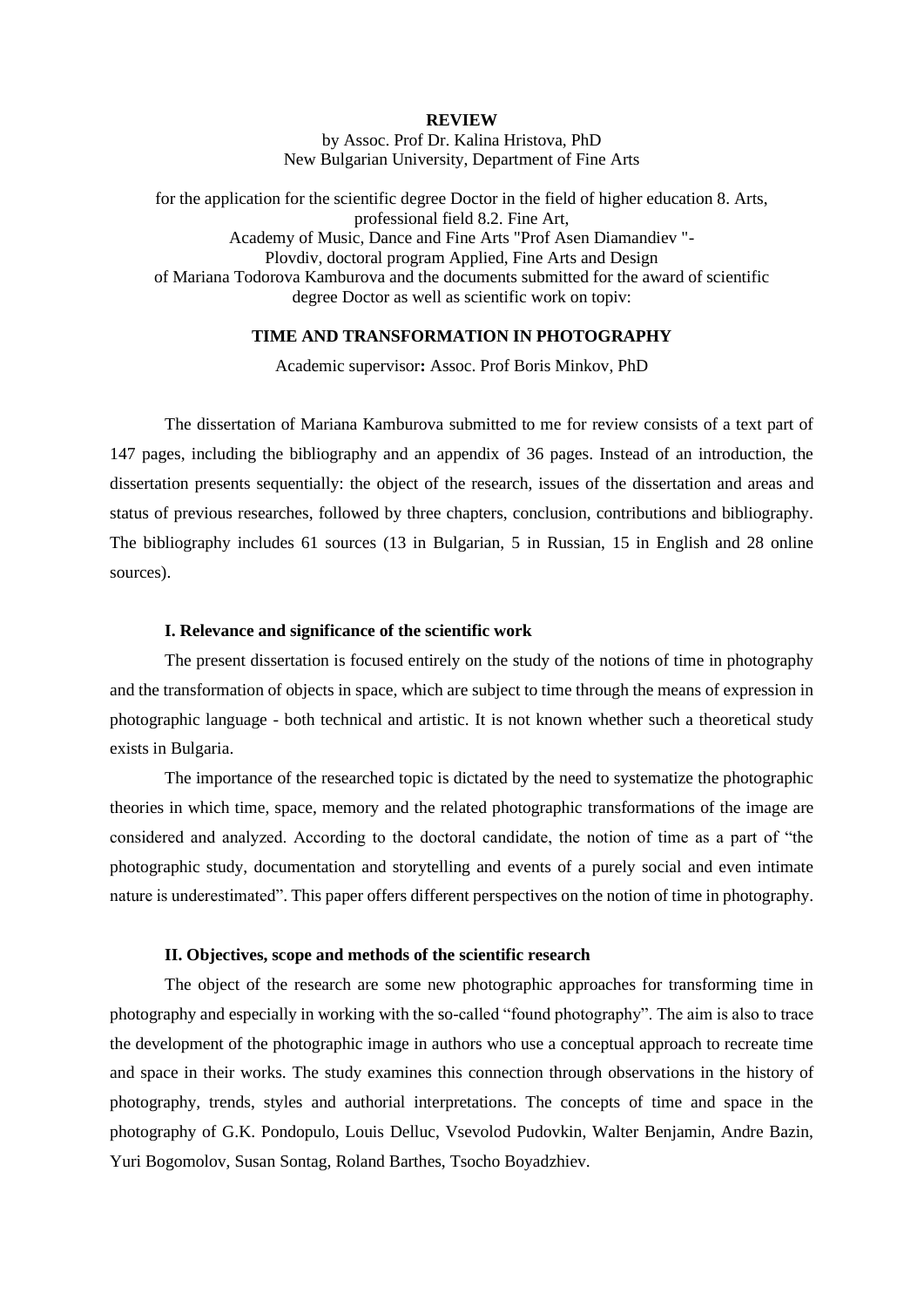**REVIEW**

by Assoc. Prof Dr. Kalina Hristova, PhD
New Bulgarian University, Department of Fine Arts

for the application for the scientific degree Doctor in the field of higher education 8. Arts, professional field 8.2. Fine Art,
Academy of Music, Dance and Fine Arts "Prof Asen Diamandiev "- Plovdiv, doctoral program Applied, Fine Arts and Design
of Mariana Todorova Kamburova and the documents submitted for the award of scientific degree Doctor as well as scientific work on topiv:

**TIME AND TRANSFORMATION IN PHOTOGRAPHY**

Academic supervisor**:** Assoc. Prof Boris Minkov, PhD

The dissertation of Mariana Kamburova submitted to me for review consists of a text part of 147 pages, including the bibliography and an appendix of 36 pages. Instead of an introduction, the dissertation presents sequentially: the object of the research, issues of the dissertation and areas and status of previous researches, followed by three chapters, conclusion, contributions and bibliography. The bibliography includes 61 sources (13 in Bulgarian, 5 in Russian, 15 in English and 28 online sources).

**I. Relevance and significance of the scientific work**

The present dissertation is focused entirely on the study of the notions of time in photography and the transformation of objects in space, which are subject to time through the means of expression in photographic language - both technical and artistic. It is not known whether such a theoretical study exists in Bulgaria.

The importance of the researched topic is dictated by the need to systematize the photographic theories in which time, space, memory and the related photographic transformations of the image are considered and analyzed. According to the doctoral candidate, the notion of time as a part of "the photographic study, documentation and storytelling and events of a purely social and even intimate nature is underestimated". This paper offers different perspectives on the notion of time in photography.

**II. Objectives, scope and methods of the scientific research**

The object of the research are some new photographic approaches for transforming time in photography and especially in working with the so-called "found photography". The aim is also to trace the development of the photographic image in authors who use a conceptual approach to recreate time and space in their works. The study examines this connection through observations in the history of photography, trends, styles and authorial interpretations. The concepts of time and space in the photography of G.K. Pondopulo, Louis Delluc, Vsevolod Pudovkin, Walter Benjamin, Andre Bazin, Yuri Bogomolov, Susan Sontag, Roland Barthes, Tsocho Boyadzhiev.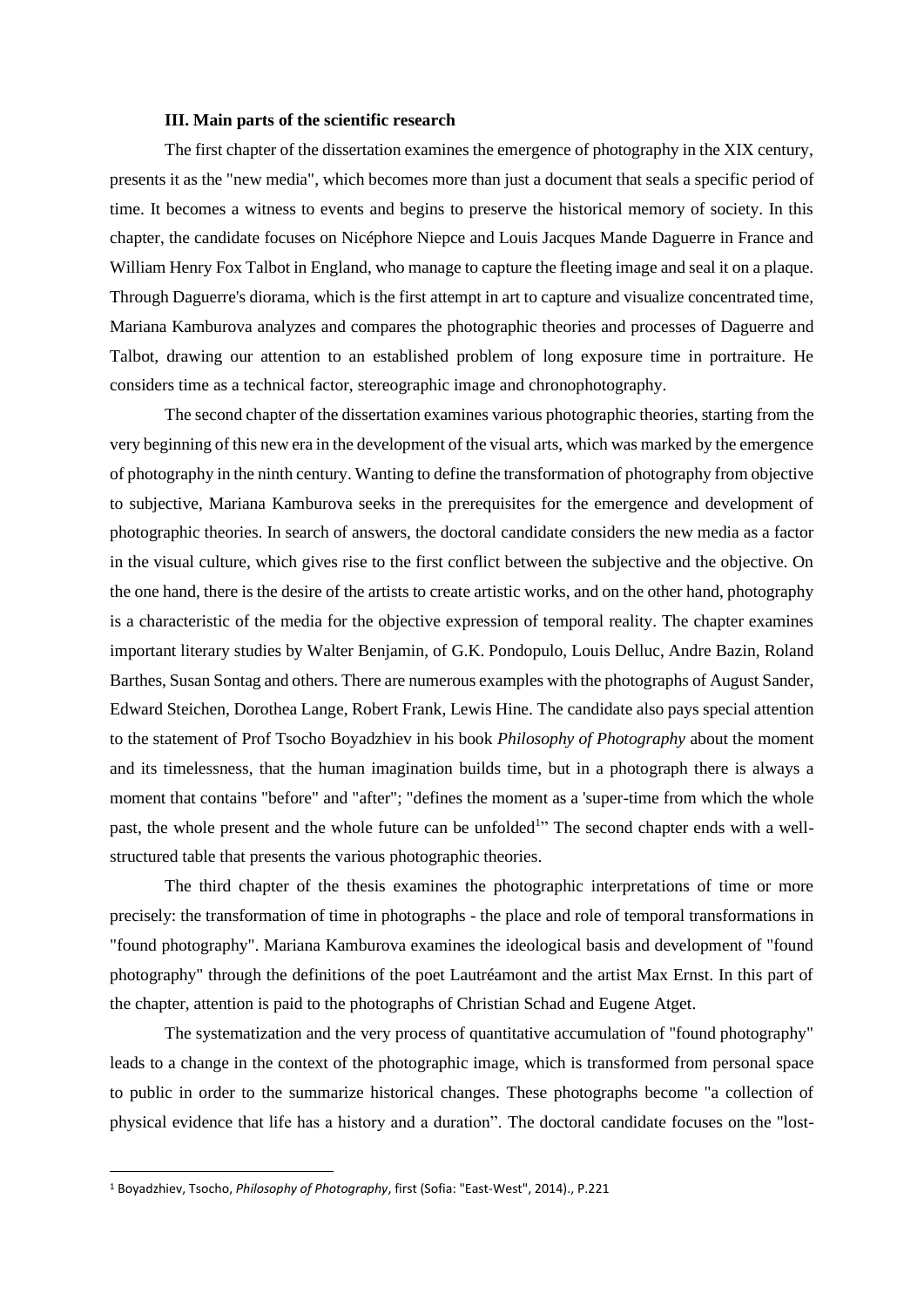### III. Main parts of the scientific research

The first chapter of the dissertation examines the emergence of photography in the XIX century, presents it as the "new media", which becomes more than just a document that seals a specific period of time. It becomes a witness to events and begins to preserve the historical memory of society. In this chapter, the candidate focuses on Nicéphore Niepce and Louis Jacques Mande Daguerre in France and William Henry Fox Talbot in England, who manage to capture the fleeting image and seal it on a plaque. Through Daguerre's diorama, which is the first attempt in art to capture and visualize concentrated time, Mariana Kamburova analyzes and compares the photographic theories and processes of Daguerre and Talbot, drawing our attention to an established problem of long exposure time in portraiture. He considers time as a technical factor, stereographic image and chronophotography.

The second chapter of the dissertation examines various photographic theories, starting from the very beginning of this new era in the development of the visual arts, which was marked by the emergence of photography in the ninth century. Wanting to define the transformation of photography from objective to subjective, Mariana Kamburova seeks in the prerequisites for the emergence and development of photographic theories. In search of answers, the doctoral candidate considers the new media as a factor in the visual culture, which gives rise to the first conflict between the subjective and the objective. On the one hand, there is the desire of the artists to create artistic works, and on the other hand, photography is a characteristic of the media for the objective expression of temporal reality. The chapter examines important literary studies by Walter Benjamin, of G.K. Pondopulo, Louis Delluc, Andre Bazin, Roland Barthes, Susan Sontag and others. There are numerous examples with the photographs of August Sander, Edward Steichen, Dorothea Lange, Robert Frank, Lewis Hine. The candidate also pays special attention to the statement of Prof Tsocho Boyadzhiev in his book *Philosophy of Photography* about the moment and its timelessness, that the human imagination builds time, but in a photograph there is always a moment that contains "before" and "after"; "defines the moment as a 'super-time from which the whole past, the whole present and the whole future can be unfolded[1]" The second chapter ends with a well-structured table that presents the various photographic theories.

The third chapter of the thesis examines the photographic interpretations of time or more precisely: the transformation of time in photographs - the place and role of temporal transformations in "found photography". Mariana Kamburova examines the ideological basis and development of "found photography" through the definitions of the poet Lautréamont and the artist Max Ernst. In this part of the chapter, attention is paid to the photographs of Christian Schad and Eugene Atget.

The systematization and the very process of quantitative accumulation of "found photography" leads to a change in the context of the photographic image, which is transformed from personal space to public in order to the summarize historical changes. These photographs become "a collection of physical evidence that life has a history and a duration". The doctoral candidate focuses on the "lost-

---

[1] Boyadzhiev, Tsocho, *Philosophy of Photography*, first (Sofia: "East-West", 2014)., P.221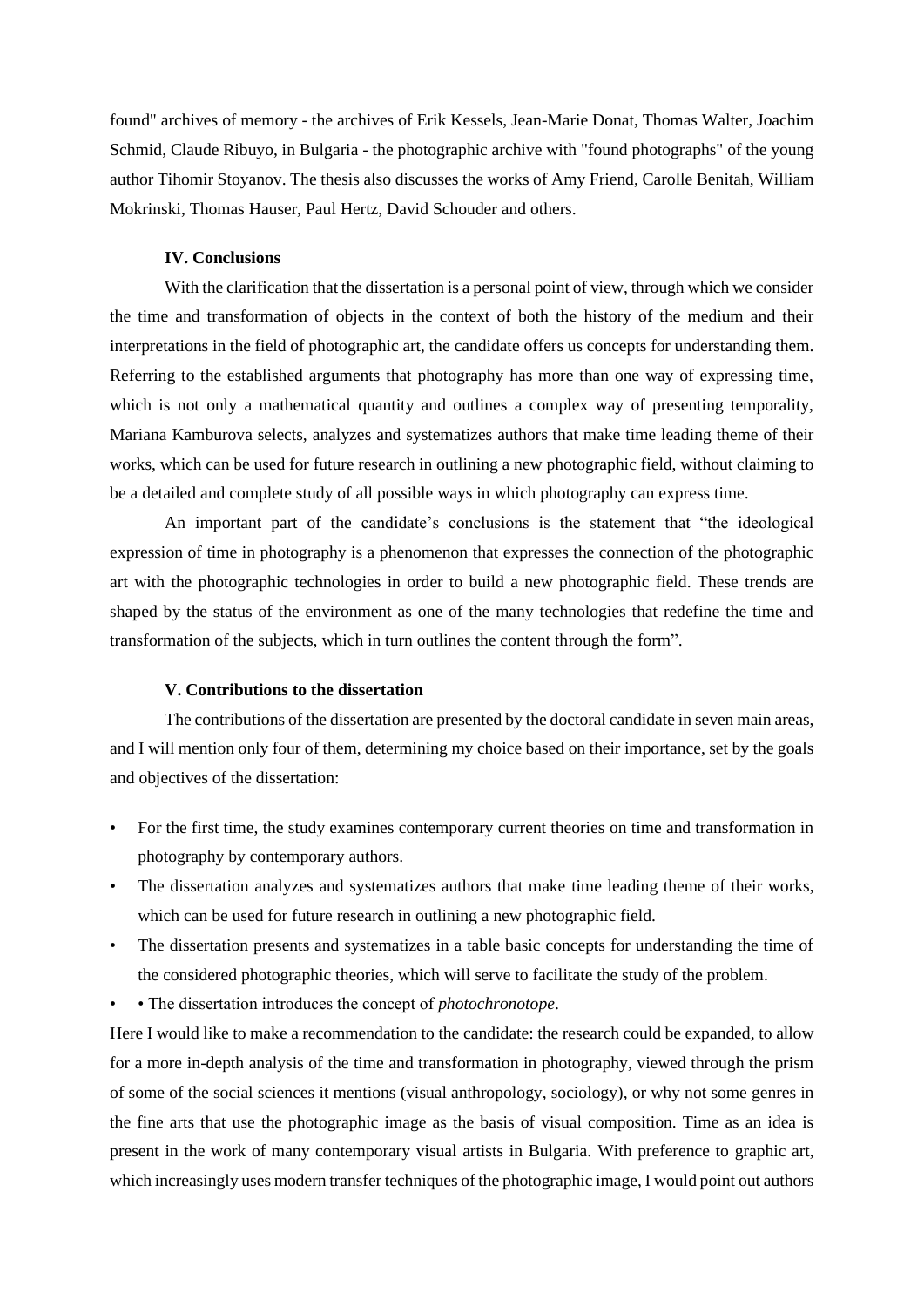found" archives of memory - the archives of Erik Kessels, Jean-Marie Donat, Thomas Walter, Joachim Schmid, Claude Ribuyo, in Bulgaria - the photographic archive with "found photographs" of the young author Tihomir Stoyanov. The thesis also discusses the works of Amy Friend, Carolle Benitah, William Mokrinski, Thomas Hauser, Paul Hertz, David Schouder and others.

### IV. Conclusions

With the clarification that the dissertation is a personal point of view, through which we consider the time and transformation of objects in the context of both the history of the medium and their interpretations in the field of photographic art, the candidate offers us concepts for understanding them. Referring to the established arguments that photography has more than one way of expressing time, which is not only a mathematical quantity and outlines a complex way of presenting temporality, Mariana Kamburova selects, analyzes and systematizes authors that make time leading theme of their works, which can be used for future research in outlining a new photographic field, without claiming to be a detailed and complete study of all possible ways in which photography can express time.

An important part of the candidate's conclusions is the statement that "the ideological expression of time in photography is a phenomenon that expresses the connection of the photographic art with the photographic technologies in order to build a new photographic field. These trends are shaped by the status of the environment as one of the many technologies that redefine the time and transformation of the subjects, which in turn outlines the content through the form".

### V. Contributions to the dissertation

The contributions of the dissertation are presented by the doctoral candidate in seven main areas, and I will mention only four of them, determining my choice based on their importance, set by the goals and objectives of the dissertation:

- For the first time, the study examines contemporary current theories on time and transformation in photography by contemporary authors.
- The dissertation analyzes and systematizes authors that make time leading theme of their works, which can be used for future research in outlining a new photographic field.
- The dissertation presents and systematizes in a table basic concepts for understanding the time of the considered photographic theories, which will serve to facilitate the study of the problem.
- • The dissertation introduces the concept of *photochronotope*.

Here I would like to make a recommendation to the candidate: the research could be expanded, to allow for a more in-depth analysis of the time and transformation in photography, viewed through the prism of some of the social sciences it mentions (visual anthropology, sociology), or why not some genres in the fine arts that use the photographic image as the basis of visual composition. Time as an idea is present in the work of many contemporary visual artists in Bulgaria. With preference to graphic art, which increasingly uses modern transfer techniques of the photographic image, I would point out authors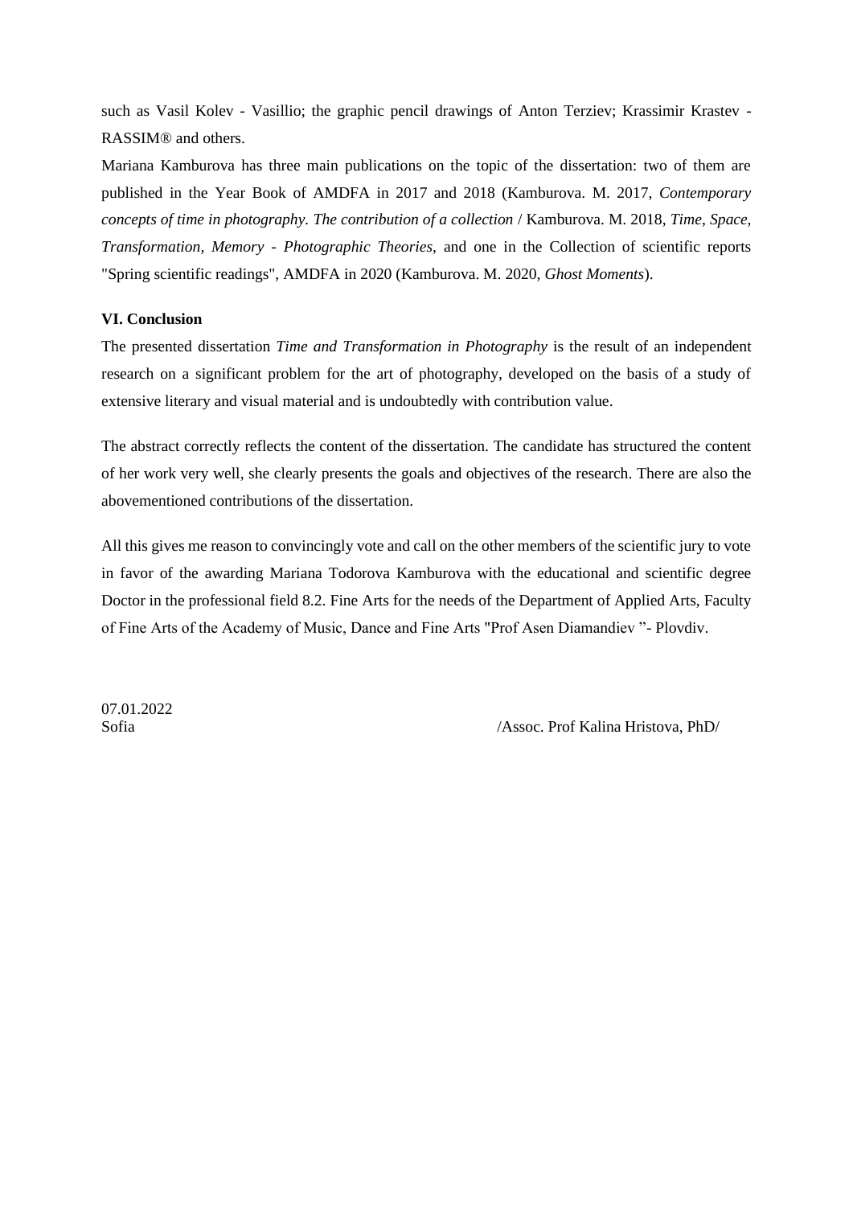such as Vasil Kolev - Vasillio; the graphic pencil drawings of Anton Terziev; Krassimir Krastev - RASSIM® and others.

Mariana Kamburova has three main publications on the topic of the dissertation: two of them are published in the Year Book of AMDFA in 2017 and 2018 (Kamburova. M. 2017, *Contemporary concepts of time in photography. The contribution of a collection* / Kamburova. M. 2018, *Time, Space, Transformation, Memory - Photographic Theories,* and one in the Collection of scientific reports "Spring scientific readings", AMDFA in 2020 (Kamburova. M. 2020, *Ghost Moments*).

**VI. Conclusion**

The presented dissertation *Time and Transformation in Photography* is the result of an independent research on a significant problem for the art of photography, developed on the basis of a study of extensive literary and visual material and is undoubtedly with contribution value.

The abstract correctly reflects the content of the dissertation. The candidate has structured the content of her work very well, she clearly presents the goals and objectives of the research. There are also the abovementioned contributions of the dissertation.

All this gives me reason to convincingly vote and call on the other members of the scientific jury to vote in favor of the awarding Mariana Todorova Kamburova with the educational and scientific degree Doctor in the professional field 8.2. Fine Arts for the needs of the Department of Applied Arts, Faculty of Fine Arts of the Academy of Music, Dance and Fine Arts "Prof Asen Diamandiev "- Plovdiv.

07.01.2022
Sofia /Assoc. Prof Kalina Hristova, PhD/